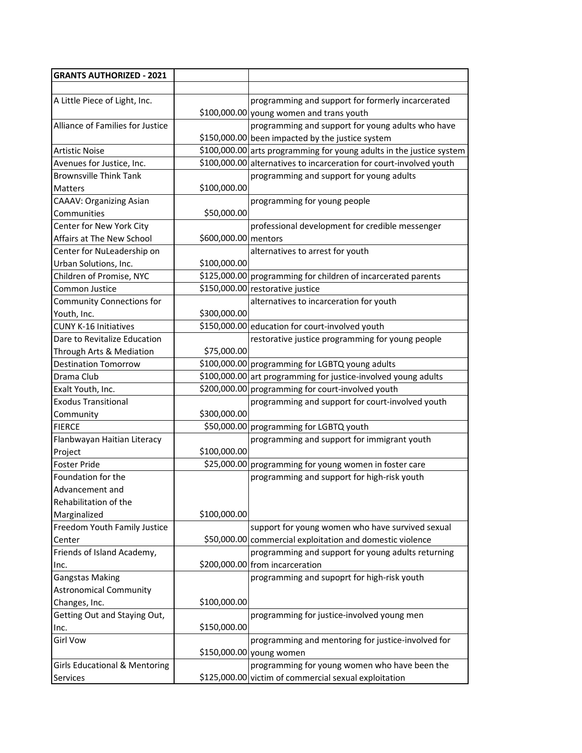| GRANTS AUTHORIZED - 2021 | | |
|---|---|---|
| | | |
| A Little Piece of Light, Inc. | $100,000.00 | programming and support for formerly incarcerated young women and trans youth |
| Alliance of Families for Justice | $150,000.00 | programming and support for young adults who have been impacted by the justice system |
| Artistic Noise | $100,000.00 | arts programming for young adults in the justice system |
| Avenues for Justice, Inc. | $100,000.00 | alternatives to incarceration for court-involved youth |
| Brownsville Think Tank Matters | $100,000.00 | programming and support for young adults |
| CAAAV: Organizing Asian Communities | $50,000.00 | programming for young people |
| Center for New York City Affairs at The New School | $600,000.00 | professional development for credible messenger mentors |
| Center for NuLeadership on Urban Solutions, Inc. | $100,000.00 | alternatives to arrest for youth |
| Children of Promise, NYC | $125,000.00 | programming for children of incarcerated parents |
| Common Justice | $150,000.00 | restorative justice |
| Community Connections for Youth, Inc. | $300,000.00 | alternatives to incarceration for youth |
| CUNY K-16 Initiatives | $150,000.00 | education for court-involved youth |
| Dare to Revitalize Education Through Arts & Mediation | $75,000.00 | restorative justice programming for young people |
| Destination Tomorrow | $100,000.00 | programming for LGBTQ young adults |
| Drama Club | $100,000.00 | art programming for justice-involved young adults |
| Exalt Youth, Inc. | $200,000.00 | programming for court-involved youth |
| Exodus Transitional Community | $300,000.00 | programming and support for court-involved youth |
| FIERCE | $50,000.00 | programming for LGBTQ youth |
| Flanbwayan Haitian Literacy Project | $100,000.00 | programming and support for immigrant youth |
| Foster Pride | $25,000.00 | programming for young women in foster care |
| Foundation for the Advancement and Rehabilitation of the Marginalized | $100,000.00 | programming and support for high-risk youth |
| Freedom Youth Family Justice Center | $50,000.00 | support for young women who have survived sexual commercial exploitation and domestic violence |
| Friends of Island Academy, Inc. | $200,000.00 | programming and support for young adults returning from incarceration |
| Gangstas Making Astronomical Community Changes, Inc. | $100,000.00 | programming and supoprt for high-risk youth |
| Getting Out and Staying Out, Inc. | $150,000.00 | programming for justice-involved young men |
| Girl Vow | $150,000.00 | programming and mentoring for justice-involved for young women |
| Girls Educational & Mentoring Services | $125,000.00 | programming for young women who have been the victim of commercial sexual exploitation |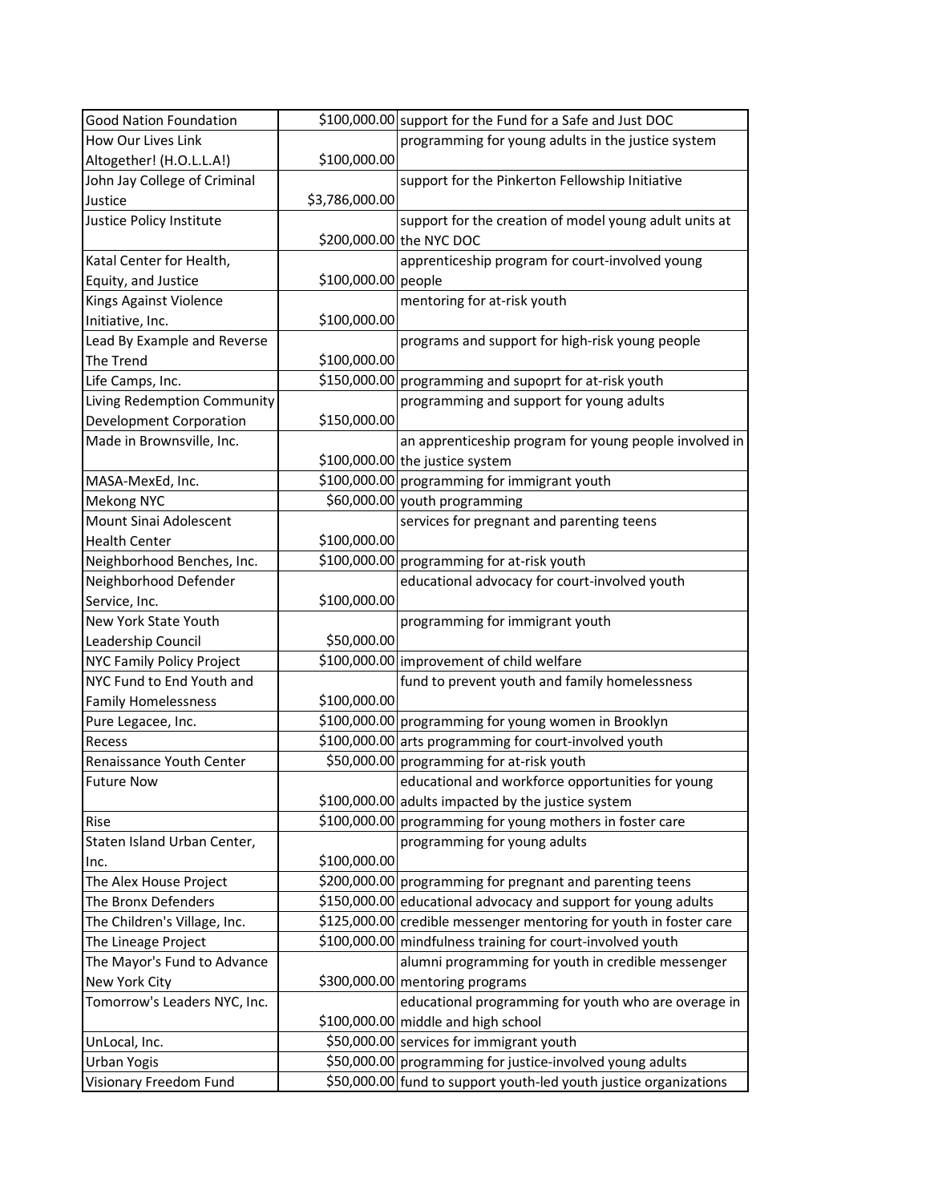| | | |
|---|---|---|
| Good Nation Foundation | $100,000.00 | support for the Fund for a Safe and Just DOC |
| How Our Lives Link Altogether! (H.O.L.L.A!) | $100,000.00 | programming for young adults in the justice system |
| John Jay College of Criminal Justice | $3,786,000.00 | support for the Pinkerton Fellowship Initiative |
| Justice Policy Institute | $200,000.00 | support for the creation of model young adult units at the NYC DOC |
| Katal Center for Health, Equity, and Justice | $100,000.00 | apprenticeship program for court-involved young people |
| Kings Against Violence Initiative, Inc. | $100,000.00 | mentoring for at-risk youth |
| Lead By Example and Reverse The Trend | $100,000.00 | programs and support for high-risk young people |
| Life Camps, Inc. | $150,000.00 | programming and supoprt for at-risk youth |
| Living Redemption Community Development Corporation | $150,000.00 | programming and support for young adults |
| Made in Brownsville, Inc. | $100,000.00 | an apprenticeship program for young people involved in the justice system |
| MASA-MexEd, Inc. | $100,000.00 | programming for immigrant youth |
| Mekong NYC | $60,000.00 | youth programming |
| Mount Sinai Adolescent Health Center | $100,000.00 | services for pregnant and parenting teens |
| Neighborhood Benches, Inc. | $100,000.00 | programming for at-risk youth |
| Neighborhood Defender Service, Inc. | $100,000.00 | educational advocacy for court-involved youth |
| New York State Youth Leadership Council | $50,000.00 | programming for immigrant youth |
| NYC Family Policy Project | $100,000.00 | improvement of child welfare |
| NYC Fund to End Youth and Family Homelessness | $100,000.00 | fund to prevent youth and family homelessness |
| Pure Legacee, Inc. | $100,000.00 | programming for young women in Brooklyn |
| Recess | $100,000.00 | arts programming for court-involved youth |
| Renaissance Youth Center | $50,000.00 | programming for at-risk youth |
| Future Now | $100,000.00 | educational and workforce opportunities for young adults impacted by the justice system |
| Rise | $100,000.00 | programming for young mothers in foster care |
| Staten Island Urban Center, Inc. | $100,000.00 | programming for young adults |
| The Alex House Project | $200,000.00 | programming for pregnant and parenting teens |
| The Bronx Defenders | $150,000.00 | educational advocacy and support for young adults |
| The Children's Village, Inc. | $125,000.00 | credible messenger mentoring for youth in foster care |
| The Lineage Project | $100,000.00 | mindfulness training for court-involved youth |
| The Mayor's Fund to Advance New York City | $300,000.00 | alumni programming for youth in credible messenger mentoring programs |
| Tomorrow's Leaders NYC, Inc. | $100,000.00 | educational programming for youth who are overage in middle and high school |
| UnLocal, Inc. | $50,000.00 | services for immigrant youth |
| Urban Yogis | $50,000.00 | programming for justice-involved young adults |
| Visionary Freedom Fund | $50,000.00 | fund to support youth-led youth justice organizations |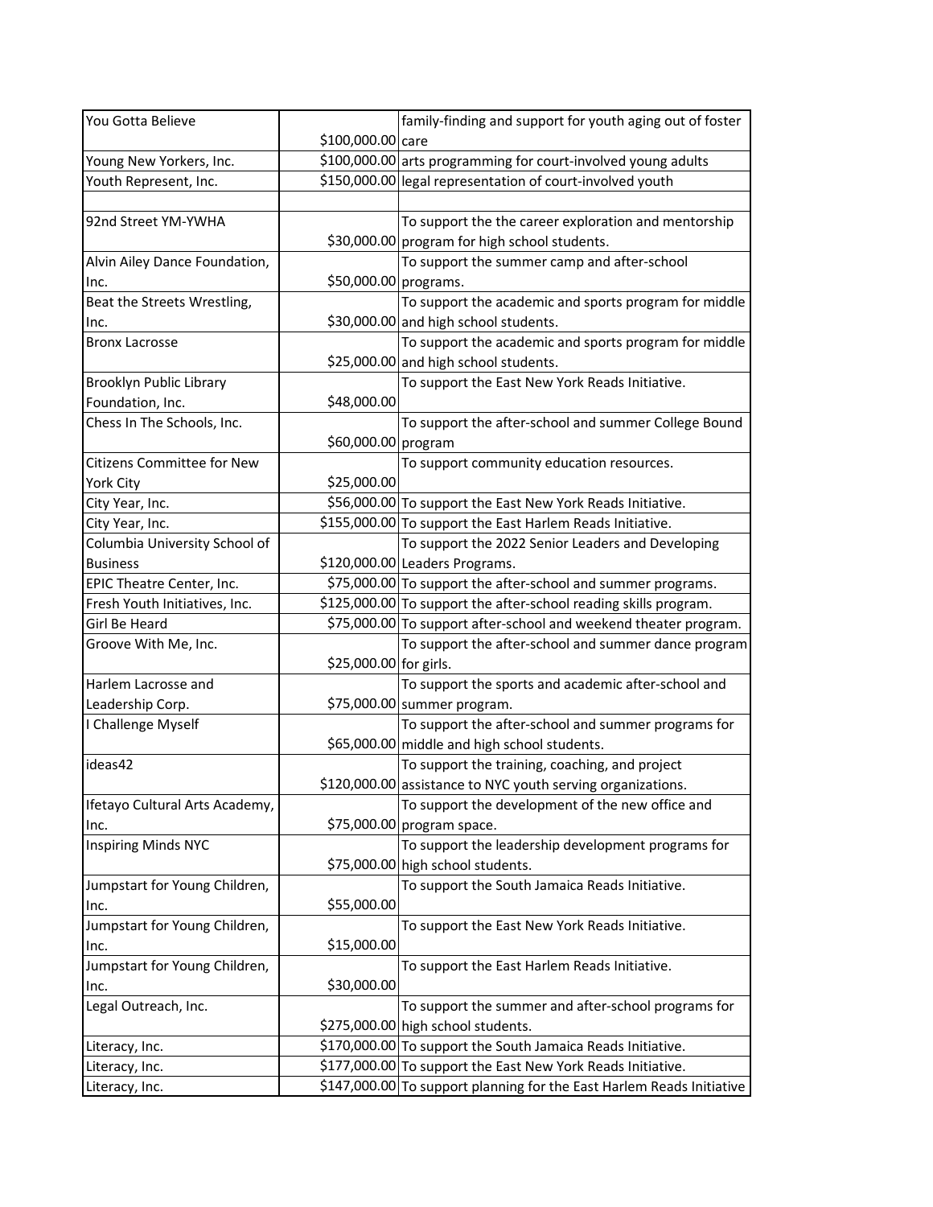| You Gotta Believe | $100,000.00 | family-finding and support for youth aging out of foster care |
|---|---|---|
| Young New Yorkers, Inc. | $100,000.00 | arts programming for court-involved young adults |
| Youth Represent, Inc. | $150,000.00 | legal representation of court-involved youth |
| | | |
| 92nd Street YM-YWHA | $30,000.00 | To support the the career exploration and mentorship program for high school students. |
| Alvin Ailey Dance Foundation, Inc. | $50,000.00 | To support the summer camp and after-school programs. |
| Beat the Streets Wrestling, Inc. | $30,000.00 | To support the academic and sports program for middle and high school students. |
| Bronx Lacrosse | $25,000.00 | To support the academic and sports program for middle and high school students. |
| Brooklyn Public Library Foundation, Inc. | $48,000.00 | To support the East New York Reads Initiative. |
| Chess In The Schools, Inc. | $60,000.00 | To support the after-school and summer College Bound program |
| Citizens Committee for New York City | $25,000.00 | To support community education resources. |
| City Year, Inc. | $56,000.00 | To support the East New York Reads Initiative. |
| City Year, Inc. | $155,000.00 | To support the East Harlem Reads Initiative. |
| Columbia University School of Business | $120,000.00 | To support the 2022 Senior Leaders and Developing Leaders Programs. |
| EPIC Theatre Center, Inc. | $75,000.00 | To support the after-school and summer programs. |
| Fresh Youth Initiatives, Inc. | $125,000.00 | To support the after-school reading skills program. |
| Girl Be Heard | $75,000.00 | To support after-school and weekend theater program. |
| Groove With Me, Inc. | $25,000.00 | To support the after-school and summer dance program for girls. |
| Harlem Lacrosse and Leadership Corp. | $75,000.00 | To support the sports and academic after-school and summer program. |
| I Challenge Myself | $65,000.00 | To support the after-school and summer programs for middle and high school students. |
| ideas42 | $120,000.00 | To support the training, coaching, and project assistance to NYC youth serving organizations. |
| Ifetayo Cultural Arts Academy, Inc. | $75,000.00 | To support the development of the new office and program space. |
| Inspiring Minds NYC | $75,000.00 | To support the leadership development programs for high school students. |
| Jumpstart for Young Children, Inc. | $55,000.00 | To support the South Jamaica Reads Initiative. |
| Jumpstart for Young Children, Inc. | $15,000.00 | To support the East New York Reads Initiative. |
| Jumpstart for Young Children, Inc. | $30,000.00 | To support the East Harlem Reads Initiative. |
| Legal Outreach, Inc. | $275,000.00 | To support the summer and after-school programs for high school students. |
| Literacy, Inc. | $170,000.00 | To support the South Jamaica Reads Initiative. |
| Literacy, Inc. | $177,000.00 | To support the East New York Reads Initiative. |
| Literacy, Inc. | $147,000.00 | To support planning for the East Harlem Reads Initiative |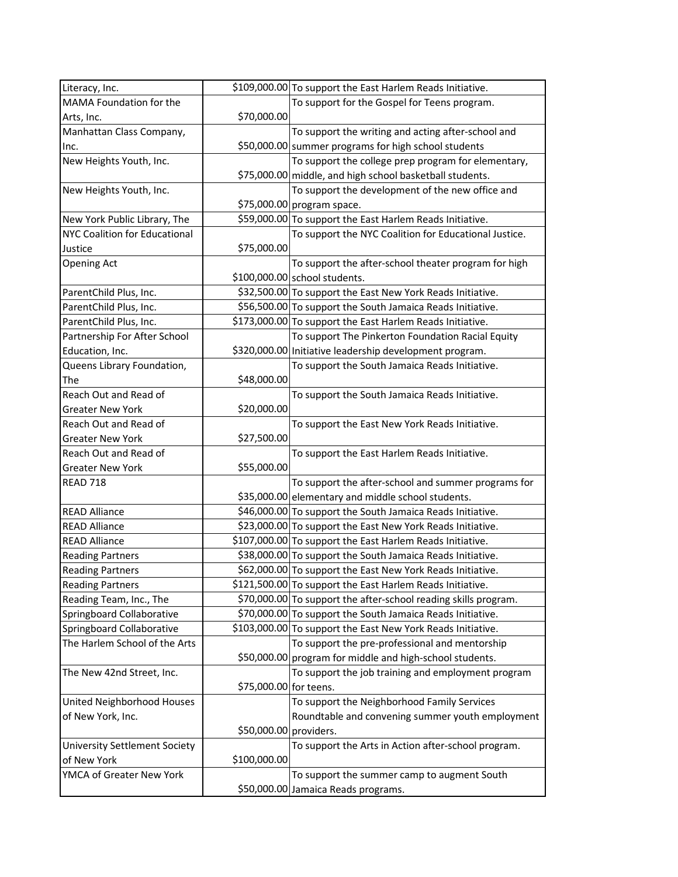| | | |
|---|---|---|
| Literacy, Inc. | $109,000.00 | To support the East Harlem Reads Initiative. |
| MAMA Foundation for the Arts, Inc. | $70,000.00 | To support for the Gospel for Teens program. |
| Manhattan Class Company, Inc. | $50,000.00 | To support the writing and acting after-school and summer programs for high school students |
| New Heights Youth, Inc. | $75,000.00 | To support the college prep program for elementary, middle, and high school basketball students. |
| New Heights Youth, Inc. | $75,000.00 | To support the development of the new office and program space. |
| New York Public Library, The | $59,000.00 | To support the East Harlem Reads Initiative. |
| NYC Coalition for Educational Justice | $75,000.00 | To support the NYC Coalition for Educational Justice. |
| Opening Act | $100,000.00 | To support the after-school theater program for high school students. |
| ParentChild Plus, Inc. | $32,500.00 | To support the East New York Reads Initiative. |
| ParentChild Plus, Inc. | $56,500.00 | To support the South Jamaica Reads Initiative. |
| ParentChild Plus, Inc. | $173,000.00 | To support the East Harlem Reads Initiative. |
| Partnership For After School Education, Inc. | $320,000.00 | To support The Pinkerton Foundation Racial Equity Initiative leadership development program. |
| Queens Library Foundation, The | $48,000.00 | To support the South Jamaica Reads Initiative. |
| Reach Out and Read of Greater New York | $20,000.00 | To support the South Jamaica Reads Initiative. |
| Reach Out and Read of Greater New York | $27,500.00 | To support the East New York Reads Initiative. |
| Reach Out and Read of Greater New York | $55,000.00 | To support the East Harlem Reads Initiative. |
| READ 718 | $35,000.00 | To support the after-school and summer programs for elementary and middle school students. |
| READ Alliance | $46,000.00 | To support the South Jamaica Reads Initiative. |
| READ Alliance | $23,000.00 | To support the East New York Reads Initiative. |
| READ Alliance | $107,000.00 | To support the East Harlem Reads Initiative. |
| Reading Partners | $38,000.00 | To support the South Jamaica Reads Initiative. |
| Reading Partners | $62,000.00 | To support the East New York Reads Initiative. |
| Reading Partners | $121,500.00 | To support the East Harlem Reads Initiative. |
| Reading Team, Inc., The | $70,000.00 | To support the after-school reading skills program. |
| Springboard Collaborative | $70,000.00 | To support the South Jamaica Reads Initiative. |
| Springboard Collaborative | $103,000.00 | To support the East New York Reads Initiative. |
| The Harlem School of the Arts | $50,000.00 | To support the pre-professional and mentorship program for middle and high-school students. |
| The New 42nd Street, Inc. | $75,000.00 | To support the job training and employment program for teens. |
| United Neighborhood Houses of New York, Inc. | $50,000.00 | To support the Neighborhood Family Services Roundtable and convening summer youth employment providers. |
| University Settlement Society of New York | $100,000.00 | To support the Arts in Action after-school program. |
| YMCA of Greater New York | $50,000.00 | To support the summer camp to augment South Jamaica Reads programs. |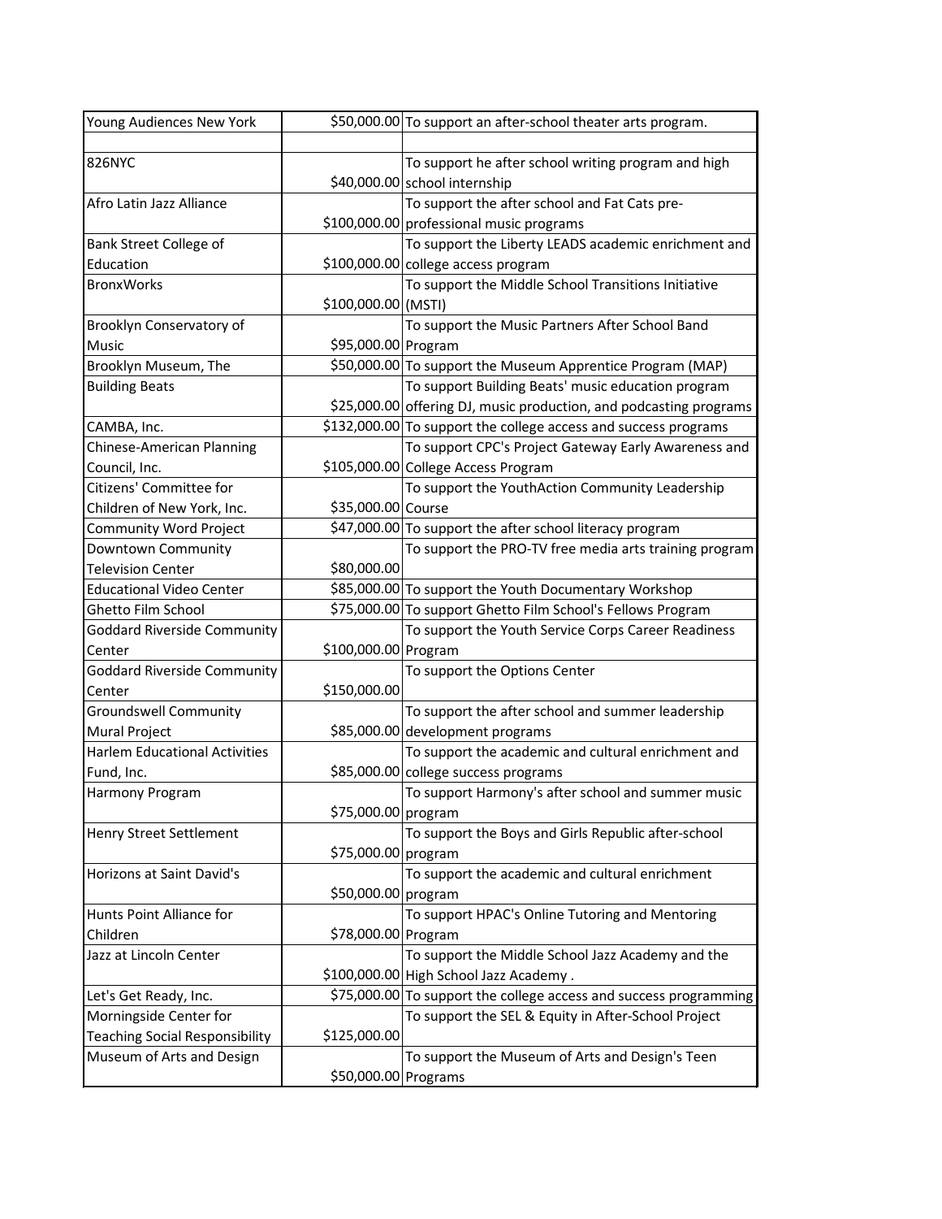| | | |
|---|---|---|
| Young Audiences New York | $50,000.00 | To support an after-school theater arts program. |
| | | |
| 826NYC | $40,000.00 | To support he after school writing program and high school internship |
| Afro Latin Jazz Alliance | $100,000.00 | To support the after school and Fat Cats pre-professional music programs |
| Bank Street College of Education | $100,000.00 | To support the Liberty LEADS academic enrichment and college access program |
| BronxWorks | $100,000.00 | To support the Middle School Transitions Initiative (MSTI) |
| Brooklyn Conservatory of Music | $95,000.00 | To support the Music Partners After School Band Program |
| Brooklyn Museum, The | $50,000.00 | To support the Museum Apprentice Program (MAP) |
| Building Beats | $25,000.00 | To support Building Beats' music education program offering DJ, music production, and podcasting programs |
| CAMBA, Inc. | $132,000.00 | To support the college access and success programs |
| Chinese-American Planning Council, Inc. | $105,000.00 | To support CPC's Project Gateway Early Awareness and College Access Program |
| Citizens' Committee for Children of New York, Inc. | $35,000.00 | To support the YouthAction Community Leadership Course |
| Community Word Project | $47,000.00 | To support the after school literacy program |
| Downtown Community Television Center | $80,000.00 | To support the PRO-TV free media arts training program |
| Educational Video Center | $85,000.00 | To support the Youth Documentary Workshop |
| Ghetto Film School | $75,000.00 | To support Ghetto Film School's Fellows Program |
| Goddard Riverside Community Center | $100,000.00 | To support the Youth Service Corps Career Readiness Program |
| Goddard Riverside Community Center | $150,000.00 | To support the Options Center |
| Groundswell Community Mural Project | $85,000.00 | To support the after school and summer leadership development programs |
| Harlem Educational Activities Fund, Inc. | $85,000.00 | To support the academic and cultural enrichment and college success programs |
| Harmony Program | $75,000.00 | To support Harmony's after school and summer music program |
| Henry Street Settlement | $75,000.00 | To support the Boys and Girls Republic after-school program |
| Horizons at Saint David's | $50,000.00 | To support the academic and cultural enrichment program |
| Hunts Point Alliance for Children | $78,000.00 | To support HPAC's Online Tutoring and Mentoring Program |
| Jazz at Lincoln Center | $100,000.00 | To support the Middle School Jazz Academy and the High School Jazz Academy . |
| Let's Get Ready, Inc. | $75,000.00 | To support the college access and success programming |
| Morningside Center for Teaching Social Responsibility | $125,000.00 | To support the SEL & Equity in After-School Project |
| Museum of Arts and Design | $50,000.00 | To support the Museum of Arts and Design's Teen Programs |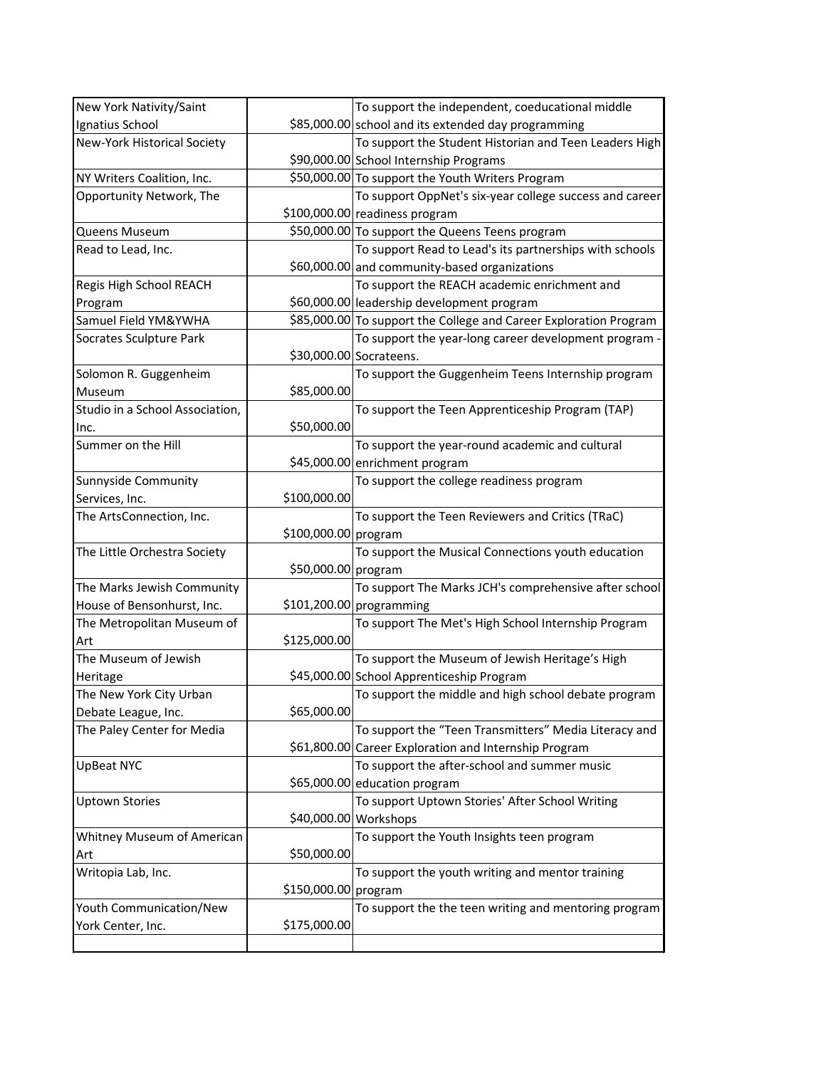| | | |
|---|---|---|
| New York Nativity/Saint Ignatius School | $85,000.00 | To support the independent, coeducational middle school and its extended day programming |
| New-York Historical Society | $90,000.00 | To support the Student Historian and Teen Leaders High School Internship Programs |
| NY Writers Coalition, Inc. | $50,000.00 | To support the Youth Writers Program |
| Opportunity Network, The | $100,000.00 | To support OppNet's six-year college success and career readiness program |
| Queens Museum | $50,000.00 | To support the Queens Teens program |
| Read to Lead, Inc. | $60,000.00 | To support Read to Lead's its partnerships with schools and community-based organizations |
| Regis High School REACH Program | $60,000.00 | To support the REACH academic enrichment and leadership development program |
| Samuel Field YM&YWHA | $85,000.00 | To support the College and Career Exploration Program |
| Socrates Sculpture Park | $30,000.00 | To support the year-long career development program - Socrateens. |
| Solomon R. Guggenheim Museum | $85,000.00 | To support the Guggenheim Teens Internship program |
| Studio in a School Association, Inc. | $50,000.00 | To support the Teen Apprenticeship Program (TAP) |
| Summer on the Hill | $45,000.00 | To support the year-round academic and cultural enrichment program |
| Sunnyside Community Services, Inc. | $100,000.00 | To support the college readiness program |
| The ArtsConnection, Inc. | $100,000.00 | To support the Teen Reviewers and Critics (TRaC) program |
| The Little Orchestra Society | $50,000.00 | To support the Musical Connections youth education program |
| The Marks Jewish Community House of Bensonhurst, Inc. | $101,200.00 | To support The Marks JCH's comprehensive after school programming |
| The Metropolitan Museum of Art | $125,000.00 | To support The Met's High School Internship Program |
| The Museum of Jewish Heritage | $45,000.00 | To support the Museum of Jewish Heritage's High School Apprenticeship Program |
| The New York City Urban Debate League, Inc. | $65,000.00 | To support the middle and high school debate program |
| The Paley Center for Media | $61,800.00 | To support the "Teen Transmitters" Media Literacy and Career Exploration and Internship Program |
| UpBeat NYC | $65,000.00 | To support the after-school and summer music education program |
| Uptown Stories | $40,000.00 | To support Uptown Stories' After School Writing Workshops |
| Whitney Museum of American Art | $50,000.00 | To support the Youth Insights teen program |
| Writopia Lab, Inc. | $150,000.00 | To support the youth writing and mentor training program |
| Youth Communication/New York Center, Inc. | $175,000.00 | To support the the teen writing and mentoring program |
| | | |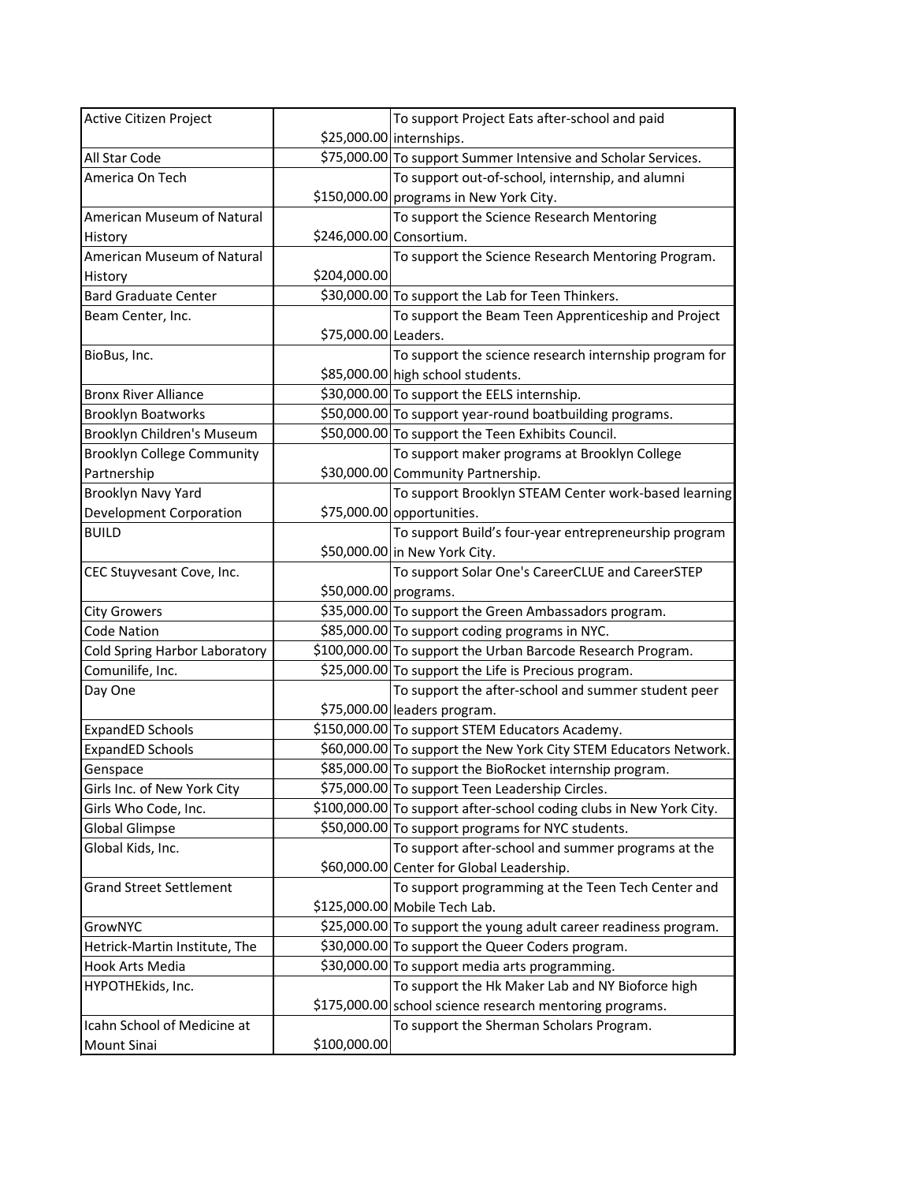| | | |
|---|---|---|
| Active Citizen Project | $25,000.00 | To support Project Eats after-school and paid internships. |
| All Star Code | $75,000.00 | To support Summer Intensive and Scholar Services. |
| America On Tech | $150,000.00 | To support out-of-school, internship, and alumni programs in New York City. |
| American Museum of Natural History | $246,000.00 | To support the Science Research Mentoring Consortium. |
| American Museum of Natural History | $204,000.00 | To support the Science Research Mentoring Program. |
| Bard Graduate Center | $30,000.00 | To support the Lab for Teen Thinkers. |
| Beam Center, Inc. | $75,000.00 | To support the Beam Teen Apprenticeship and Project Leaders. |
| BioBus, Inc. | $85,000.00 | To support the science research internship program for high school students. |
| Bronx River Alliance | $30,000.00 | To support the EELS internship. |
| Brooklyn Boatworks | $50,000.00 | To support year-round boatbuilding programs. |
| Brooklyn Children's Museum | $50,000.00 | To support the Teen Exhibits Council. |
| Brooklyn College Community Partnership | $30,000.00 | To support maker programs at Brooklyn College Community Partnership. |
| Brooklyn Navy Yard Development Corporation | $75,000.00 | To support Brooklyn STEAM Center work-based learning opportunities. |
| BUILD | $50,000.00 | To support Build's four-year entrepreneurship program in New York City. |
| CEC Stuyvesant Cove, Inc. | $50,000.00 | To support Solar One's CareerCLUE and CareerSTEP programs. |
| City Growers | $35,000.00 | To support the Green Ambassadors program. |
| Code Nation | $85,000.00 | To support coding programs in NYC. |
| Cold Spring Harbor Laboratory | $100,000.00 | To support the Urban Barcode Research Program. |
| Comunilife, Inc. | $25,000.00 | To support the Life is Precious program. |
| Day One | $75,000.00 | To support the after-school and summer student peer leaders program. |
| ExpandED Schools | $150,000.00 | To support STEM Educators Academy. |
| ExpandED Schools | $60,000.00 | To support the New York City STEM Educators Network. |
| Genspace | $85,000.00 | To support the BioRocket internship program. |
| Girls Inc. of New York City | $75,000.00 | To support Teen Leadership Circles. |
| Girls Who Code, Inc. | $100,000.00 | To support after-school coding clubs in New York City. |
| Global Glimpse | $50,000.00 | To support programs for NYC students. |
| Global Kids, Inc. | $60,000.00 | To support after-school and summer programs at the Center for Global Leadership. |
| Grand Street Settlement | $125,000.00 | To support programming at the Teen Tech Center and Mobile Tech Lab. |
| GrowNYC | $25,000.00 | To support the young adult career readiness program. |
| Hetrick-Martin Institute, The | $30,000.00 | To support the Queer Coders program. |
| Hook Arts Media | $30,000.00 | To support media arts programming. |
| HYPOTHEkids, Inc. | $175,000.00 | To support the Hk Maker Lab and NY Bioforce high school science research mentoring programs. |
| Icahn School of Medicine at Mount Sinai | $100,000.00 | To support the Sherman Scholars Program. |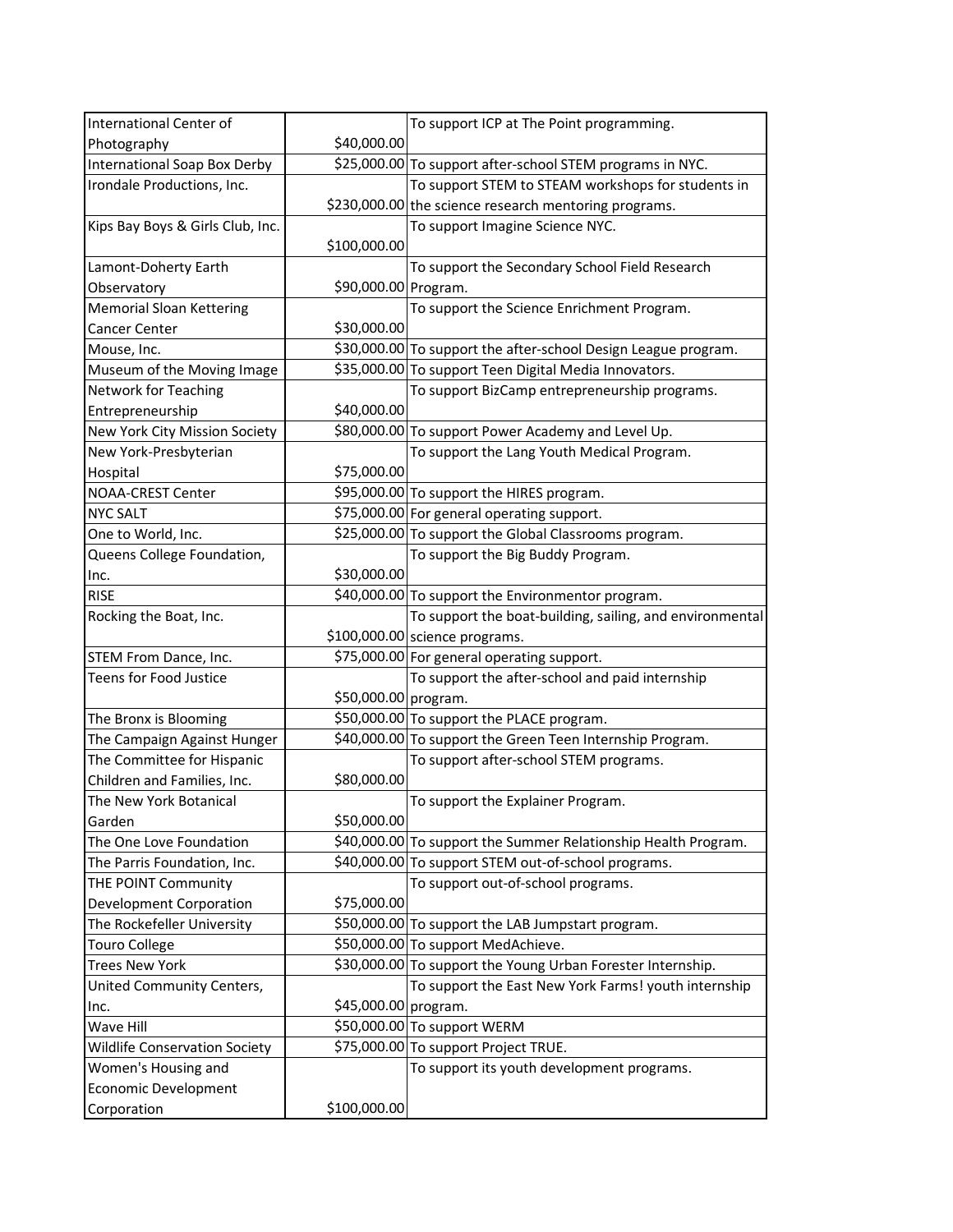| | | |
|---|---|---|
| International Center of Photography | $40,000.00 | To support ICP at The Point programming. |
| International Soap Box Derby | $25,000.00 | To support after-school STEM programs in NYC. |
| Irondale Productions, Inc. | $230,000.00 | To support STEM to STEAM workshops for students in the science research mentoring programs. |
| Kips Bay Boys & Girls Club, Inc. | $100,000.00 | To support Imagine Science NYC. |
| Lamont-Doherty Earth Observatory | $90,000.00 | To support the Secondary School Field Research Program. |
| Memorial Sloan Kettering Cancer Center | $30,000.00 | To support the Science Enrichment Program. |
| Mouse, Inc. | $30,000.00 | To support the after-school Design League program. |
| Museum of the Moving Image | $35,000.00 | To support Teen Digital Media Innovators. |
| Network for Teaching Entrepreneurship | $40,000.00 | To support BizCamp entrepreneurship programs. |
| New York City Mission Society | $80,000.00 | To support Power Academy and Level Up. |
| New York-Presbyterian Hospital | $75,000.00 | To support the Lang Youth Medical Program. |
| NOAA-CREST Center | $95,000.00 | To support the HIRES program. |
| NYC SALT | $75,000.00 | For general operating support. |
| One to World, Inc. | $25,000.00 | To support the Global Classrooms program. |
| Queens College Foundation, Inc. | $30,000.00 | To support the Big Buddy Program. |
| RISE | $40,000.00 | To support the Environmentor program. |
| Rocking the Boat, Inc. | $100,000.00 | To support the boat-building, sailing, and environmental science programs. |
| STEM From Dance, Inc. | $75,000.00 | For general operating support. |
| Teens for Food Justice | $50,000.00 | To support the after-school and paid internship program. |
| The Bronx is Blooming | $50,000.00 | To support the PLACE program. |
| The Campaign Against Hunger | $40,000.00 | To support the Green Teen Internship Program. |
| The Committee for Hispanic Children and Families, Inc. | $80,000.00 | To support after-school STEM programs. |
| The New York Botanical Garden | $50,000.00 | To support the Explainer Program. |
| The One Love Foundation | $40,000.00 | To support the Summer Relationship Health Program. |
| The Parris Foundation, Inc. | $40,000.00 | To support STEM out-of-school programs. |
| THE POINT Community Development Corporation | $75,000.00 | To support out-of-school programs. |
| The Rockefeller University | $50,000.00 | To support the LAB Jumpstart program. |
| Touro College | $50,000.00 | To support MedAchieve. |
| Trees New York | $30,000.00 | To support the Young Urban Forester Internship. |
| United Community Centers, Inc. | $45,000.00 | To support the East New York Farms! youth internship program. |
| Wave Hill | $50,000.00 | To support WERM |
| Wildlife Conservation Society | $75,000.00 | To support Project TRUE. |
| Women's Housing and Economic Development Corporation | $100,000.00 | To support its youth development programs. |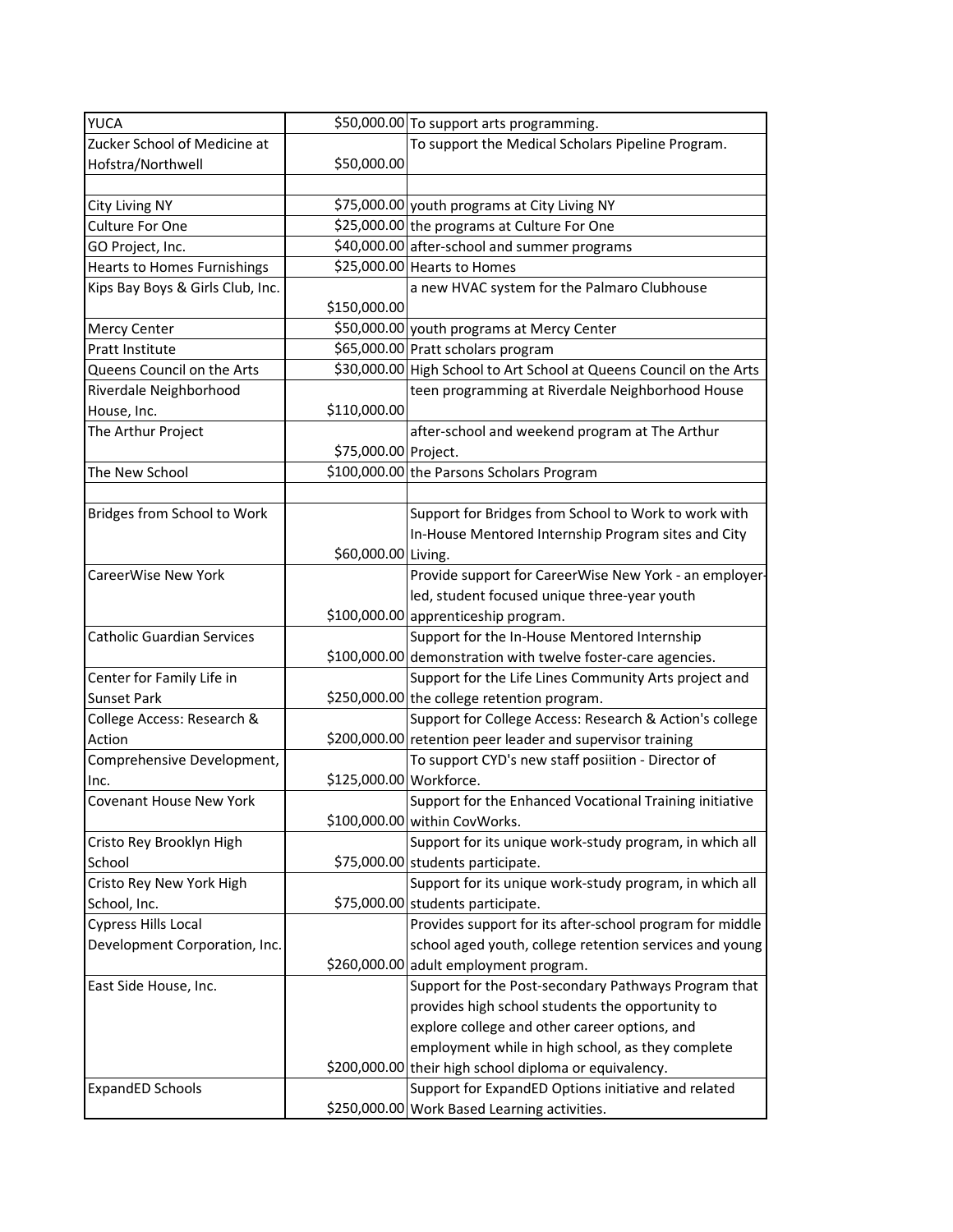| | | |
|---|---|---|
| YUCA | $50,000.00 | To support arts programming. |
| Zucker School of Medicine at Hofstra/Northwell | $50,000.00 | To support the Medical Scholars Pipeline Program. |
| | | |
| City Living NY | $75,000.00 | youth programs at City Living NY |
| Culture For One | $25,000.00 | the programs at Culture For One |
| GO Project, Inc. | $40,000.00 | after-school and summer programs |
| Hearts to Homes Furnishings | $25,000.00 | Hearts to Homes |
| Kips Bay Boys & Girls Club, Inc. | $150,000.00 | a new HVAC system for the Palmaro Clubhouse |
| Mercy Center | $50,000.00 | youth programs at Mercy Center |
| Pratt Institute | $65,000.00 | Pratt scholars program |
| Queens Council on the Arts | $30,000.00 | High School to Art School at Queens Council on the Arts |
| Riverdale Neighborhood House, Inc. | $110,000.00 | teen programming at Riverdale Neighborhood House |
| The Arthur Project | $75,000.00 | after-school and weekend program at The Arthur Project. |
| The New School | $100,000.00 | the Parsons Scholars Program |
| | | |
| Bridges from School to Work | $60,000.00 | Support for Bridges from School to Work to work with In-House Mentored Internship Program sites and City Living. |
| CareerWise New York | $100,000.00 | Provide support for CareerWise New York - an employer-led, student focused unique three-year youth apprenticeship program. |
| Catholic Guardian Services | $100,000.00 | Support for the In-House Mentored Internship demonstration with twelve foster-care agencies. |
| Center for Family Life in Sunset Park | $250,000.00 | Support for the Life Lines Community Arts project and the college retention program. |
| College Access: Research & Action | $200,000.00 | Support for College Access: Research & Action's college retention peer leader and supervisor training |
| Comprehensive Development, Inc. | $125,000.00 | To support CYD's new staff posiition - Director of Workforce. |
| Covenant House New York | $100,000.00 | Support for the Enhanced Vocational Training initiative within CovWorks. |
| Cristo Rey Brooklyn High School | $75,000.00 | Support for its unique work-study program, in which all students participate. |
| Cristo Rey New York High School, Inc. | $75,000.00 | Support for its unique work-study program, in which all students participate. |
| Cypress Hills Local Development Corporation, Inc. | $260,000.00 | Provides support for its after-school program for middle school aged youth, college retention services and young adult employment program. |
| East Side House, Inc. | $200,000.00 | Support for the Post-secondary Pathways Program that provides high school students the opportunity to explore college and other career options, and employment while in high school, as they complete their high school diploma or equivalency. |
| ExpandED Schools | $250,000.00 | Support for ExpandED Options initiative and related Work Based Learning activities. |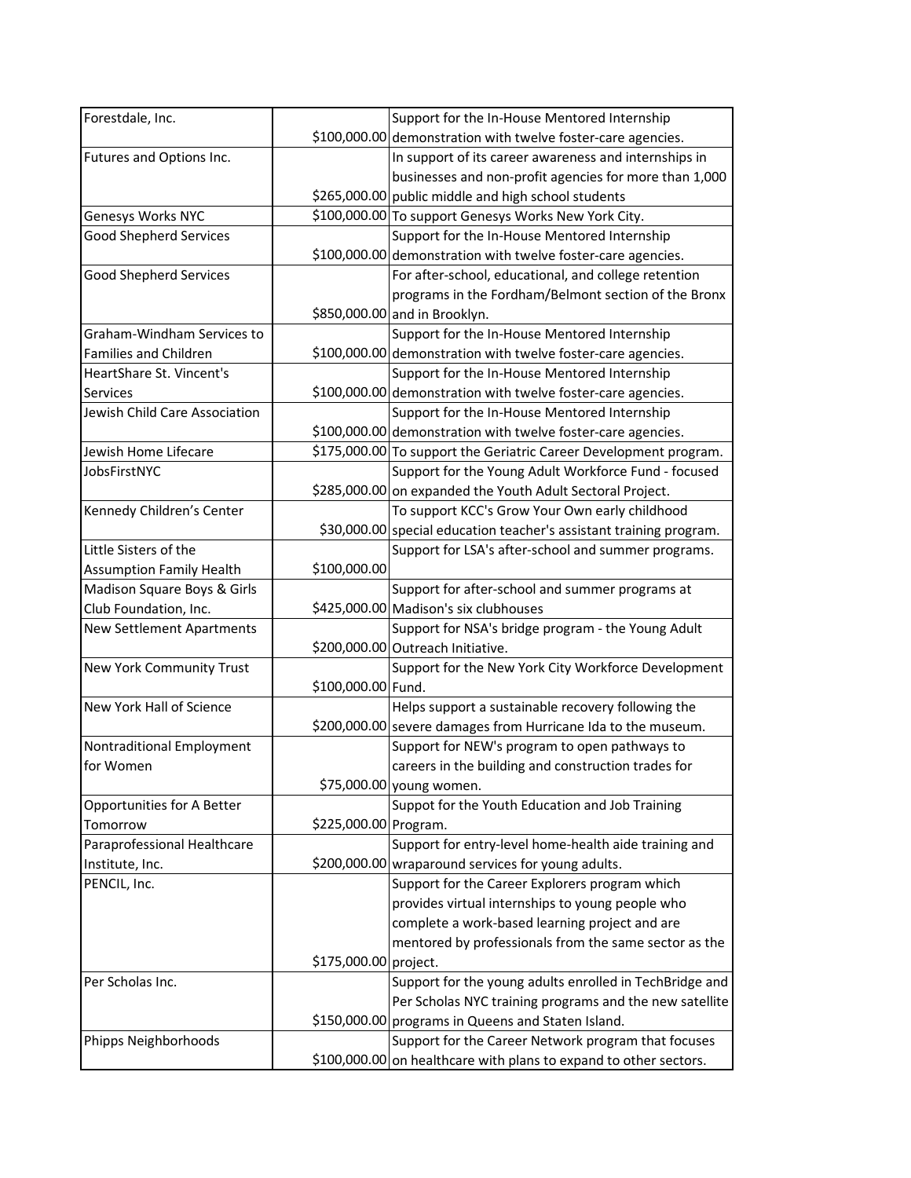| | | |
|---|---|---|
| Forestdale, Inc. | $100,000.00 | Support for the In-House Mentored Internship demonstration with twelve foster-care agencies. |
| Futures and Options Inc. | $265,000.00 | In support of its career awareness and internships in businesses and non-profit agencies for more than 1,000 public middle and high school students |
| Genesys Works NYC | $100,000.00 | To support Genesys Works New York City. |
| Good Shepherd Services | $100,000.00 | Support for the In-House Mentored Internship demonstration with twelve foster-care agencies. |
| Good Shepherd Services | $850,000.00 | For after-school, educational, and college retention programs in the Fordham/Belmont section of the Bronx and in Brooklyn. |
| Graham-Windham Services to Families and Children | $100,000.00 | Support for the In-House Mentored Internship demonstration with twelve foster-care agencies. |
| HeartShare St. Vincent's Services | $100,000.00 | Support for the In-House Mentored Internship demonstration with twelve foster-care agencies. |
| Jewish Child Care Association | $100,000.00 | Support for the In-House Mentored Internship demonstration with twelve foster-care agencies. |
| Jewish Home Lifecare | $175,000.00 | To support the Geriatric Career Development program. |
| JobsFirstNYC | $285,000.00 | Support for the Young Adult Workforce Fund - focused on expanded the Youth Adult Sectoral Project. |
| Kennedy Children's Center | $30,000.00 | To support KCC's Grow Your Own early childhood special education teacher's assistant training program. |
| Little Sisters of the Assumption Family Health | $100,000.00 | Support for LSA's after-school and summer programs. |
| Madison Square Boys & Girls Club Foundation, Inc. | $425,000.00 | Support for after-school and summer programs at Madison's six clubhouses |
| New Settlement Apartments | $200,000.00 | Support for NSA's bridge program - the Young Adult Outreach Initiative. |
| New York Community Trust | $100,000.00 | Support for the New York City Workforce Development Fund. |
| New York Hall of Science | $200,000.00 | Helps support a sustainable recovery following the severe damages from Hurricane Ida to the museum. |
| Nontraditional Employment for Women | $75,000.00 | Support for NEW's program to open pathways to careers in the building and construction trades for young women. |
| Opportunities for A Better Tomorrow | $225,000.00 | Suppot for the Youth Education and Job Training Program. |
| Paraprofessional Healthcare Institute, Inc. | $200,000.00 | Support for entry-level home-health aide training and wraparound services for young adults. |
| PENCIL, Inc. | $175,000.00 | Support for the Career Explorers program which provides virtual internships to young people who complete a work-based learning project and are mentored by professionals from the same sector as the project. |
| Per Scholas Inc. | $150,000.00 | Support for the young adults enrolled in TechBridge and Per Scholas NYC training programs and the new satellite programs in Queens and Staten Island. |
| Phipps Neighborhoods | $100,000.00 | Support for the Career Network program that focuses on healthcare with plans to expand to other sectors. |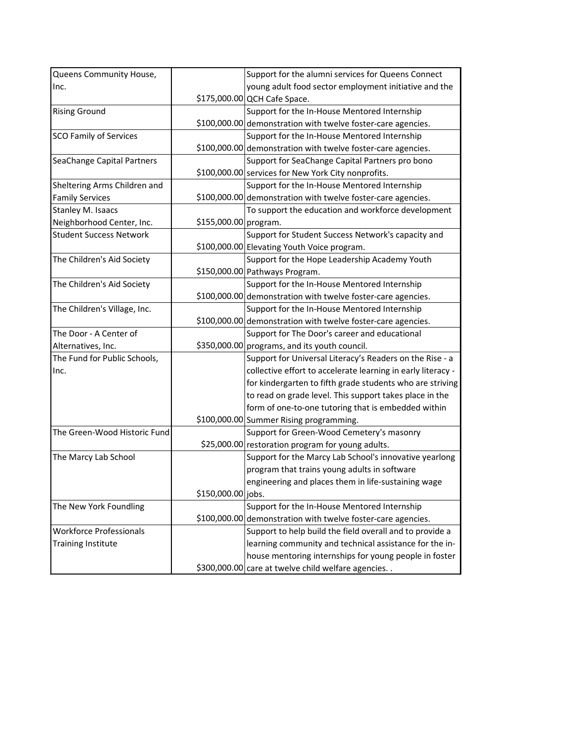| | | |
|---|---|---|
| Queens Community House, Inc. | $175,000.00 | Support for the alumni services for Queens Connect young adult food sector employment initiative and the QCH Cafe Space. |
| Rising Ground | $100,000.00 | Support for the In-House Mentored Internship demonstration with twelve foster-care agencies. |
| SCO Family of Services | $100,000.00 | Support for the In-House Mentored Internship demonstration with twelve foster-care agencies. |
| SeaChange Capital Partners | $100,000.00 | Support for SeaChange Capital Partners pro bono services for New York City nonprofits. |
| Sheltering Arms Children and Family Services | $100,000.00 | Support for the In-House Mentored Internship demonstration with twelve foster-care agencies. |
| Stanley M. Isaacs Neighborhood Center, Inc. | $155,000.00 | To support the education and workforce development program. |
| Student Success Network | $100,000.00 | Support for Student Success Network's capacity and Elevating Youth Voice program. |
| The Children's Aid Society | $150,000.00 | Support for the Hope Leadership Academy Youth Pathways Program. |
| The Children's Aid Society | $100,000.00 | Support for the In-House Mentored Internship demonstration with twelve foster-care agencies. |
| The Children's Village, Inc. | $100,000.00 | Support for the In-House Mentored Internship demonstration with twelve foster-care agencies. |
| The Door - A Center of Alternatives, Inc. | $350,000.00 | Support for The Door's career and educational programs, and its youth council. |
| The Fund for Public Schools, Inc. | $100,000.00 | Support for Universal Literacy's Readers on the Rise - a collective effort to accelerate learning in early literacy - for kindergarten to fifth grade students who are striving to read on grade level. This support takes place in the form of one-to-one tutoring that is embedded within Summer Rising programming. |
| The Green-Wood Historic Fund | $25,000.00 | Support for Green-Wood Cemetery's masonry restoration program for young adults. |
| The Marcy Lab School | $150,000.00 | Support for the Marcy Lab School's innovative yearlong program that trains young adults in software engineering and places them in life-sustaining wage jobs. |
| The New York Foundling | $100,000.00 | Support for the In-House Mentored Internship demonstration with twelve foster-care agencies. |
| Workforce Professionals Training Institute | $300,000.00 | Support to help build the field overall and to provide a learning community and technical assistance for the in-house mentoring internships for young people in foster care at twelve child welfare agencies. . |